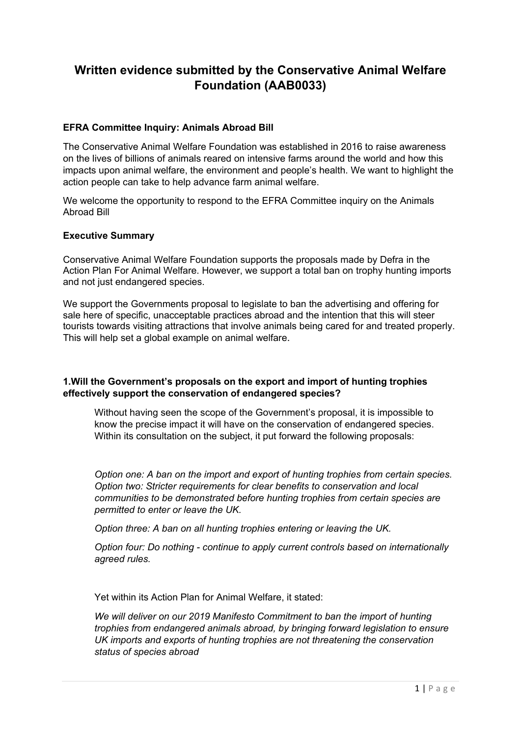# Written evidence submitted by the Conservative Animal Welfare Foundation (AAB0033)

### EFRA Committee Inquiry: Animals Abroad Bill

The Conservative Animal Welfare Foundation was established in 2016 to raise awareness on the lives of billions of animals reared on intensive farms around the world and how this impacts upon animal welfare, the environment and people's health. We want to highlight the action people can take to help advance farm animal welfare.

We welcome the opportunity to respond to the EFRA Committee inquiry on the Animals Abroad Bill

### Executive Summary

Conservative Animal Welfare Foundation supports the proposals made by Defra in the Action Plan For Animal Welfare. However, we support a total ban on trophy hunting imports and not just endangered species.

We support the Governments proposal to legislate to ban the advertising and offering for sale here of specific, unacceptable practices abroad and the intention that this will steer tourists towards visiting attractions that involve animals being cared for and treated properly. This will help set a global example on animal welfare.

### 1.Will the Government's proposals on the export and import of hunting trophies effectively support the conservation of endangered species?

Without having seen the scope of the Government's proposal, it is impossible to know the precise impact it will have on the conservation of endangered species. Within its consultation on the subject, it put forward the following proposals:

*Option one: A ban on the import and export of hunting trophies from certain species. Option two: Stricter requirements for clear benefits to conservation and local communities to be demonstrated before hunting trophies from certain species are permitted to enter or leave the UK.*

*Option three: A ban on all hunting trophies entering or leaving the UK.*

*Option four: Do nothing - continue to apply current controls based on internationally agreed rules.*

Yet within its Action Plan for Animal Welfare, it stated:

*We will deliver on our 2019 Manifesto Commitment to ban the import of hunting trophies from endangered animals abroad, by bringing forward legislation to ensure UK imports and exports of hunting trophies are not threatening the conservation status of species abroad*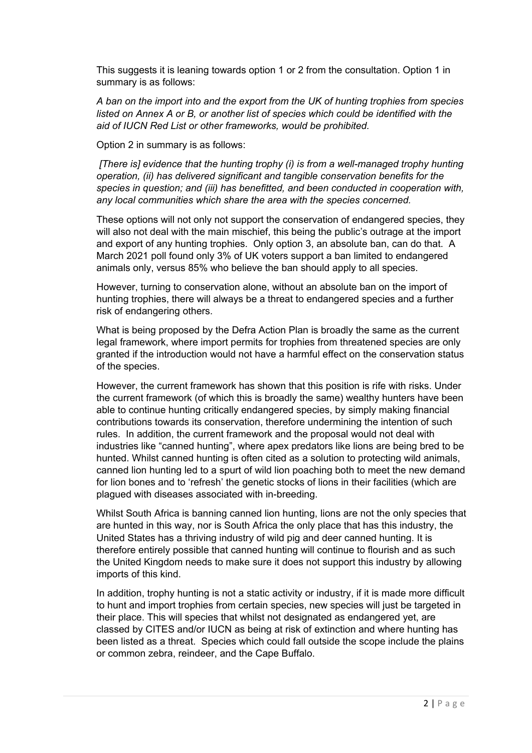This suggests it is leaning towards option 1 or 2 from the consultation. Option 1 in summary is as follows:

*A ban on the import into and the export from the UK of hunting trophies from species listed on Annex A or B, or another list of species which could be identified with the aid of IUCN Red List or other frameworks, would be prohibited.*

Option 2 in summary is as follows:

*[There is] evidence that the hunting trophy (i) is from a well-managed trophy hunting operation, (ii) has delivered significant and tangible conservation benefits for the species in question; and (iii) has benefitted, and been conducted in cooperation with, any local communities which share the area with the species concerned.*

These options will not only not support the conservation of endangered species, they will also not deal with the main mischief, this being the public's outrage at the import and export of any hunting trophies. Only option 3, an absolute ban, can do that. A March 2021 poll found only 3% of UK voters support a ban limited to endangered animals only, versus 85% who believe the ban should apply to all species.

However, turning to conservation alone, without an absolute ban on the import of hunting trophies, there will always be a threat to endangered species and a further risk of endangering others.

What is being proposed by the Defra Action Plan is broadly the same as the current legal framework, where import permits for trophies from threatened species are only granted if the introduction would not have a harmful effect on the conservation status of the species.

However, the current framework has shown that this position is rife with risks. Under the current framework (of which this is broadly the same) wealthy hunters have been able to continue hunting critically endangered species, by simply making financial contributions towards its conservation, therefore undermining the intention of such rules. In addition, the current framework and the proposal would not deal with industries like "canned hunting", where apex predators like lions are being bred to be hunted. Whilst canned hunting is often cited as a solution to protecting wild animals, canned lion hunting led to a spurt of wild lion poaching both to meet the new demand for lion bones and to 'refresh' the genetic stocks of lions in their facilities (which are plagued with diseases associated with in-breeding.

Whilst South Africa is banning canned lion hunting, lions are not the only species that are hunted in this way, nor is South Africa the only place that has this industry, the United States has a thriving industry of wild pig and deer canned hunting. It is therefore entirely possible that canned hunting will continue to flourish and as such the United Kingdom needs to make sure it does not support this industry by allowing imports of this kind.

In addition, trophy hunting is not a static activity or industry, if it is made more difficult to hunt and import trophies from certain species, new species will just be targeted in their place. This will species that whilst not designated as endangered yet, are classed by CITES and/or IUCN as being at risk of extinction and where hunting has been listed as a threat. Species which could fall outside the scope include the plains or common zebra, reindeer, and the Cape Buffalo.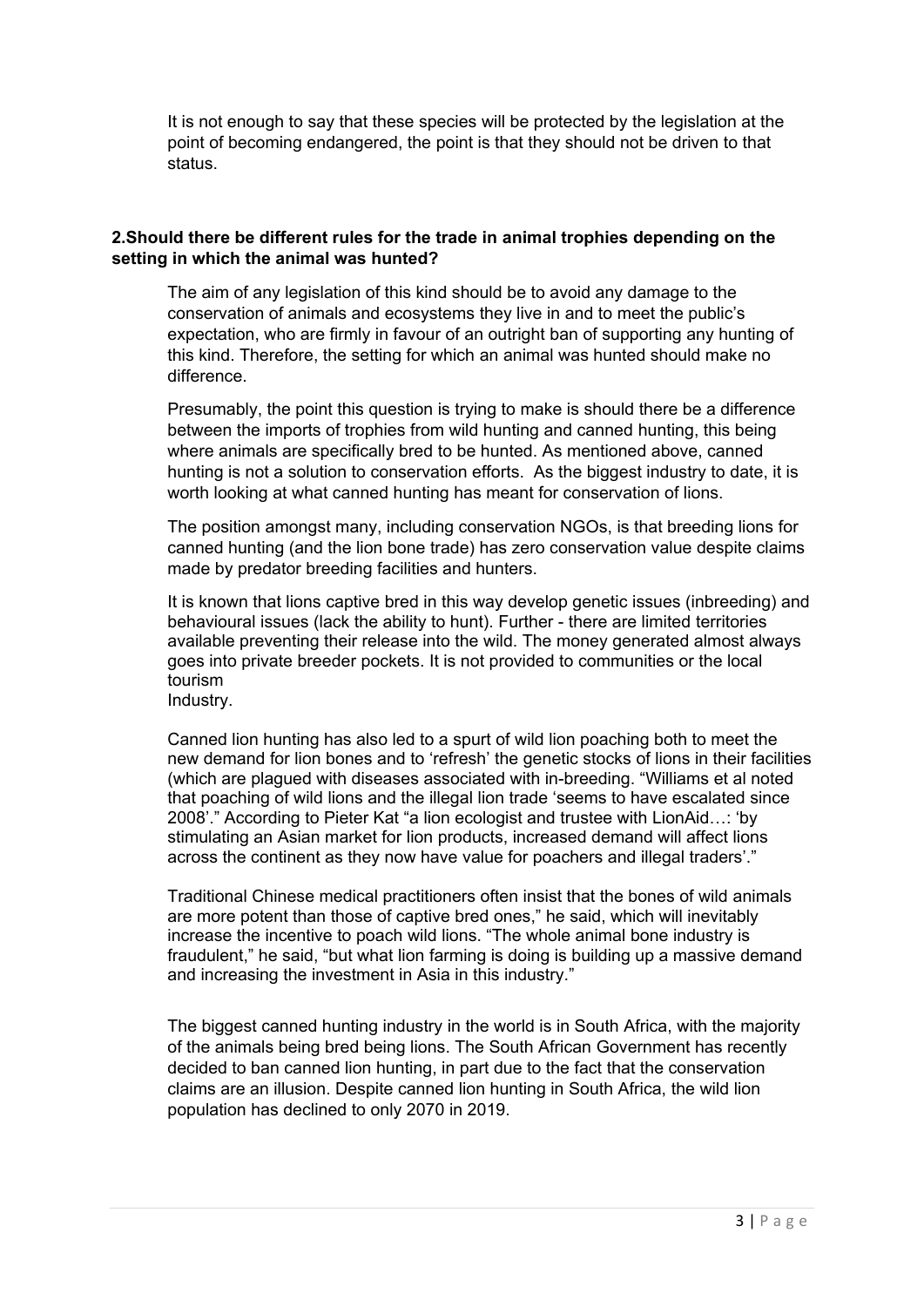It is not enough to say that these species will be protected by the legislation at the point of becoming endangered, the point is that they should not be driven to that status.

**2.Should there be different rules for the trade in animal trophies depending on the setting in which the animal was hunted?**

The aim of any legislation of this kind should be to avoid any damage to the conservation of animals and ecosystems they live in and to meet the public's expectation, who are firmly in favour of an outright ban of supporting any hunting of this kind. Therefore, the setting for which an animal was hunted should make no difference.

Presumably, the point this question is trying to make is should there be a difference between the imports of trophies from wild hunting and canned hunting, this being where animals are specifically bred to be hunted. As mentioned above, canned hunting is not a solution to conservation efforts. As the biggest industry to date, it is worth looking at what canned hunting has meant for conservation of lions.

The position amongst many, including conservation NGOs, is that breeding lions for canned hunting (and the lion bone trade) has zero conservation value despite claims made by predator breeding facilities and hunters.

It is known that lions captive bred in this way develop genetic issues (inbreeding) and behavioural issues (lack the ability to hunt). Further - there are limited territories available preventing their release into the wild. The money generated almost always goes into private breeder pockets. It is not provided to communities or the local tourism
Industry.

Canned lion hunting has also led to a spurt of wild lion poaching both to meet the new demand for lion bones and to 'refresh' the genetic stocks of lions in their facilities (which are plagued with diseases associated with in-breeding. "Williams et al noted that poaching of wild lions and the illegal lion trade 'seems to have escalated since 2008'." According to Pieter Kat "a lion ecologist and trustee with LionAid…: 'by stimulating an Asian market for lion products, increased demand will affect lions across the continent as they now have value for poachers and illegal traders'."

Traditional Chinese medical practitioners often insist that the bones of wild animals are more potent than those of captive bred ones," he said, which will inevitably increase the incentive to poach wild lions. "The whole animal bone industry is fraudulent," he said, "but what lion farming is doing is building up a massive demand and increasing the investment in Asia in this industry."

The biggest canned hunting industry in the world is in South Africa, with the majority of the animals being bred being lions. The South African Government has recently decided to ban canned lion hunting, in part due to the fact that the conservation claims are an illusion. Despite canned lion hunting in South Africa, the wild lion population has declined to only 2070 in 2019.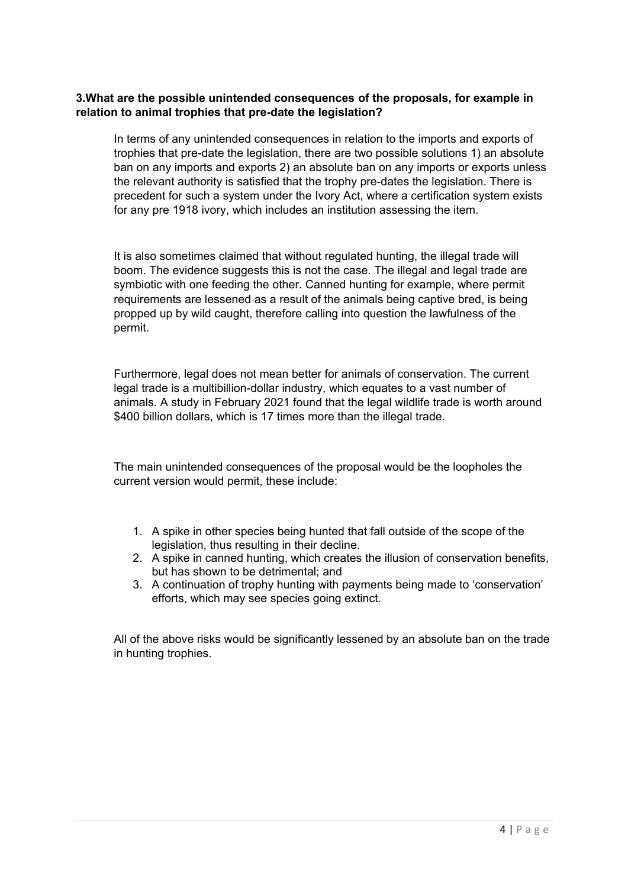**3.What are the possible unintended consequences of the proposals, for example in relation to animal trophies that pre-date the legislation?**

In terms of any unintended consequences in relation to the imports and exports of trophies that pre-date the legislation, there are two possible solutions 1) an absolute ban on any imports and exports 2) an absolute ban on any imports or exports unless the relevant authority is satisfied that the trophy pre-dates the legislation. There is precedent for such a system under the Ivory Act, where a certification system exists for any pre 1918 ivory, which includes an institution assessing the item.

It is also sometimes claimed that without regulated hunting, the illegal trade will boom. The evidence suggests this is not the case. The illegal and legal trade are symbiotic with one feeding the other. Canned hunting for example, where permit requirements are lessened as a result of the animals being captive bred, is being propped up by wild caught, therefore calling into question the lawfulness of the permit.

Furthermore, legal does not mean better for animals of conservation. The current legal trade is a multibillion-dollar industry, which equates to a vast number of animals. A study in February 2021 found that the legal wildlife trade is worth around $400 billion dollars, which is 17 times more than the illegal trade.

The main unintended consequences of the proposal would be the loopholes the current version would permit, these include:

1. A spike in other species being hunted that fall outside of the scope of the legislation, thus resulting in their decline.
2. A spike in canned hunting, which creates the illusion of conservation benefits, but has shown to be detrimental; and
3. A continuation of trophy hunting with payments being made to 'conservation' efforts, which may see species going extinct.

All of the above risks would be significantly lessened by an absolute ban on the trade in hunting trophies.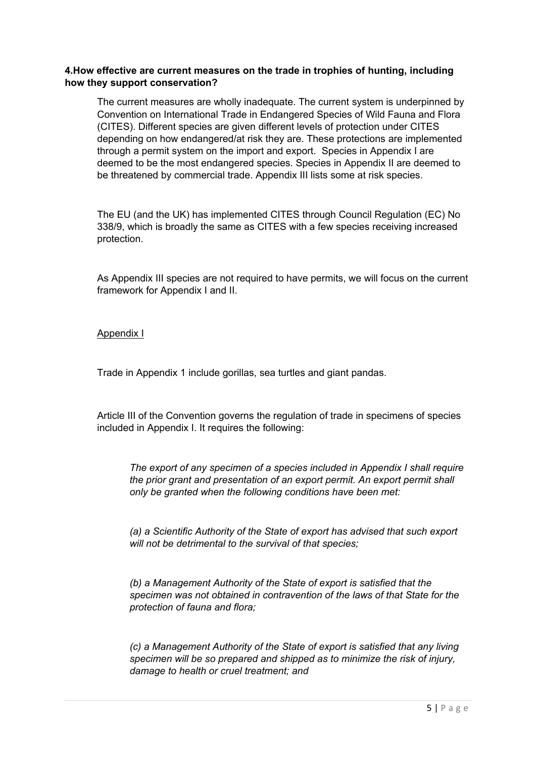**4.How effective are current measures on the trade in trophies of hunting, including how they support conservation?**

The current measures are wholly inadequate. The current system is underpinned by Convention on International Trade in Endangered Species of Wild Fauna and Flora (CITES). Different species are given different levels of protection under CITES depending on how endangered/at risk they are. These protections are implemented through a permit system on the import and export. Species in Appendix I are deemed to be the most endangered species. Species in Appendix II are deemed to be threatened by commercial trade. Appendix III lists some at risk species.

The EU (and the UK) has implemented CITES through Council Regulation (EC) No 338/9, which is broadly the same as CITES with a few species receiving increased protection.

As Appendix III species are not required to have permits, we will focus on the current framework for Appendix I and II.

Appendix I

Trade in Appendix 1 include gorillas, sea turtles and giant pandas.

Article III of the Convention governs the regulation of trade in specimens of species included in Appendix I. It requires the following:

> *The export of any specimen of a species included in Appendix I shall require the prior grant and presentation of an export permit. An export permit shall only be granted when the following conditions have been met:*
>
> *(a) a Scientific Authority of the State of export has advised that such export will not be detrimental to the survival of that species;*
>
> *(b) a Management Authority of the State of export is satisfied that the specimen was not obtained in contravention of the laws of that State for the protection of fauna and flora;*
>
> *(c) a Management Authority of the State of export is satisfied that any living specimen will be so prepared and shipped as to minimize the risk of injury, damage to health or cruel treatment; and*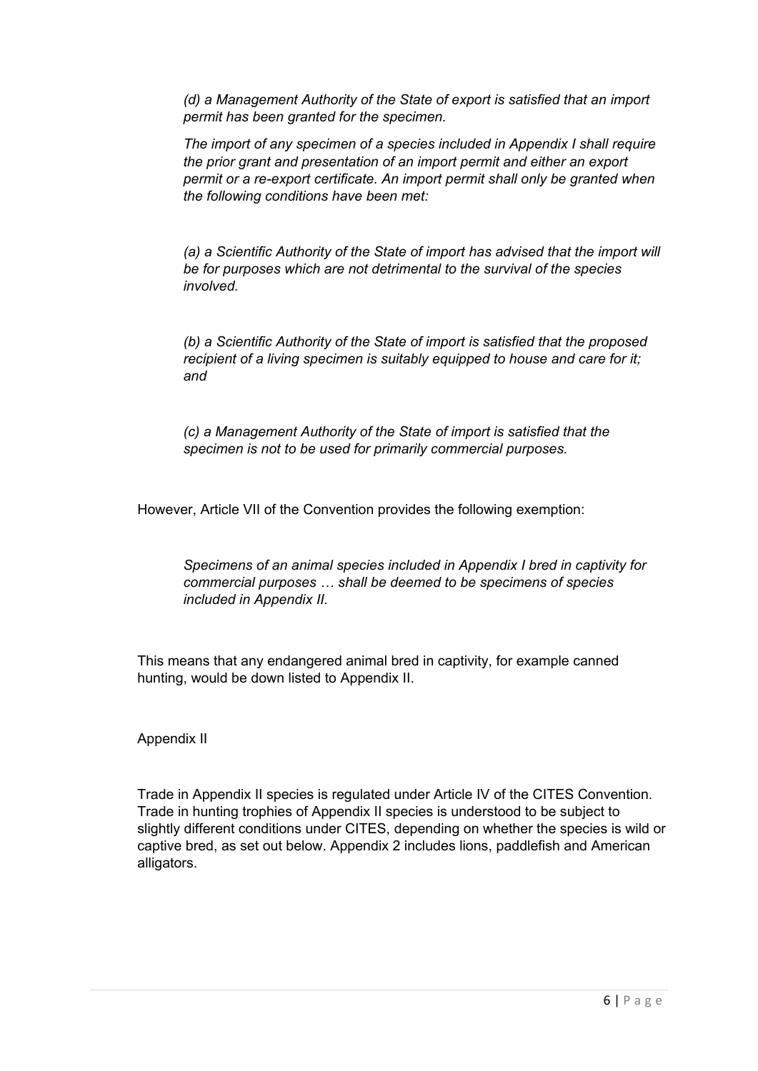> *(d) a Management Authority of the State of export is satisfied that an import permit has been granted for the specimen.*
>
> *The import of any specimen of a species included in Appendix I shall require the prior grant and presentation of an import permit and either an export permit or a re-export certificate. An import permit shall only be granted when the following conditions have been met:*
>
> *(a) a Scientific Authority of the State of import has advised that the import will be for purposes which are not detrimental to the survival of the species involved.*
>
> *(b) a Scientific Authority of the State of import is satisfied that the proposed recipient of a living specimen is suitably equipped to house and care for it; and*
>
> *(c) a Management Authority of the State of import is satisfied that the specimen is not to be used for primarily commercial purposes.*

However, Article VII of the Convention provides the following exemption:

> *Specimens of an animal species included in Appendix I bred in captivity for commercial purposes … shall be deemed to be specimens of species included in Appendix II.*

This means that any endangered animal bred in captivity, for example canned hunting, would be down listed to Appendix II.

## Appendix II

Trade in Appendix II species is regulated under Article IV of the CITES Convention. Trade in hunting trophies of Appendix II species is understood to be subject to slightly different conditions under CITES, depending on whether the species is wild or captive bred, as set out below. Appendix 2 includes lions, paddlefish and American alligators.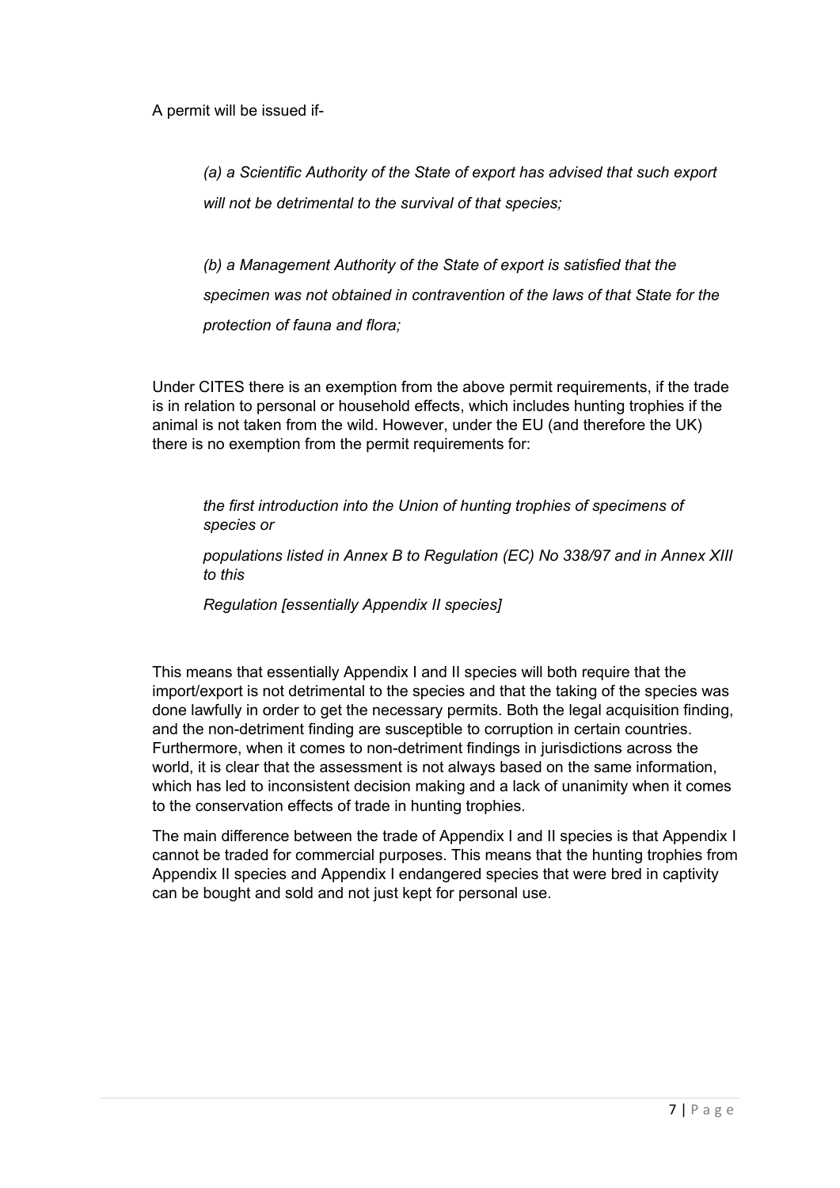A permit will be issued if-

> *(a) a Scientific Authority of the State of export has advised that such export will not be detrimental to the survival of that species;*
>
> *(b) a Management Authority of the State of export is satisfied that the specimen was not obtained in contravention of the laws of that State for the protection of fauna and flora;*

Under CITES there is an exemption from the above permit requirements, if the trade is in relation to personal or household effects, which includes hunting trophies if the animal is not taken from the wild. However, under the EU (and therefore the UK) there is no exemption from the permit requirements for:

> *the first introduction into the Union of hunting trophies of specimens of species or*
>
> *populations listed in Annex B to Regulation (EC) No 338/97 and in Annex XIII to this*
>
> *Regulation [essentially Appendix II species]*

This means that essentially Appendix I and II species will both require that the import/export is not detrimental to the species and that the taking of the species was done lawfully in order to get the necessary permits. Both the legal acquisition finding, and the non-detriment finding are susceptible to corruption in certain countries. Furthermore, when it comes to non-detriment findings in jurisdictions across the world, it is clear that the assessment is not always based on the same information, which has led to inconsistent decision making and a lack of unanimity when it comes to the conservation effects of trade in hunting trophies.

The main difference between the trade of Appendix I and II species is that Appendix I cannot be traded for commercial purposes. This means that the hunting trophies from Appendix II species and Appendix I endangered species that were bred in captivity can be bought and sold and not just kept for personal use.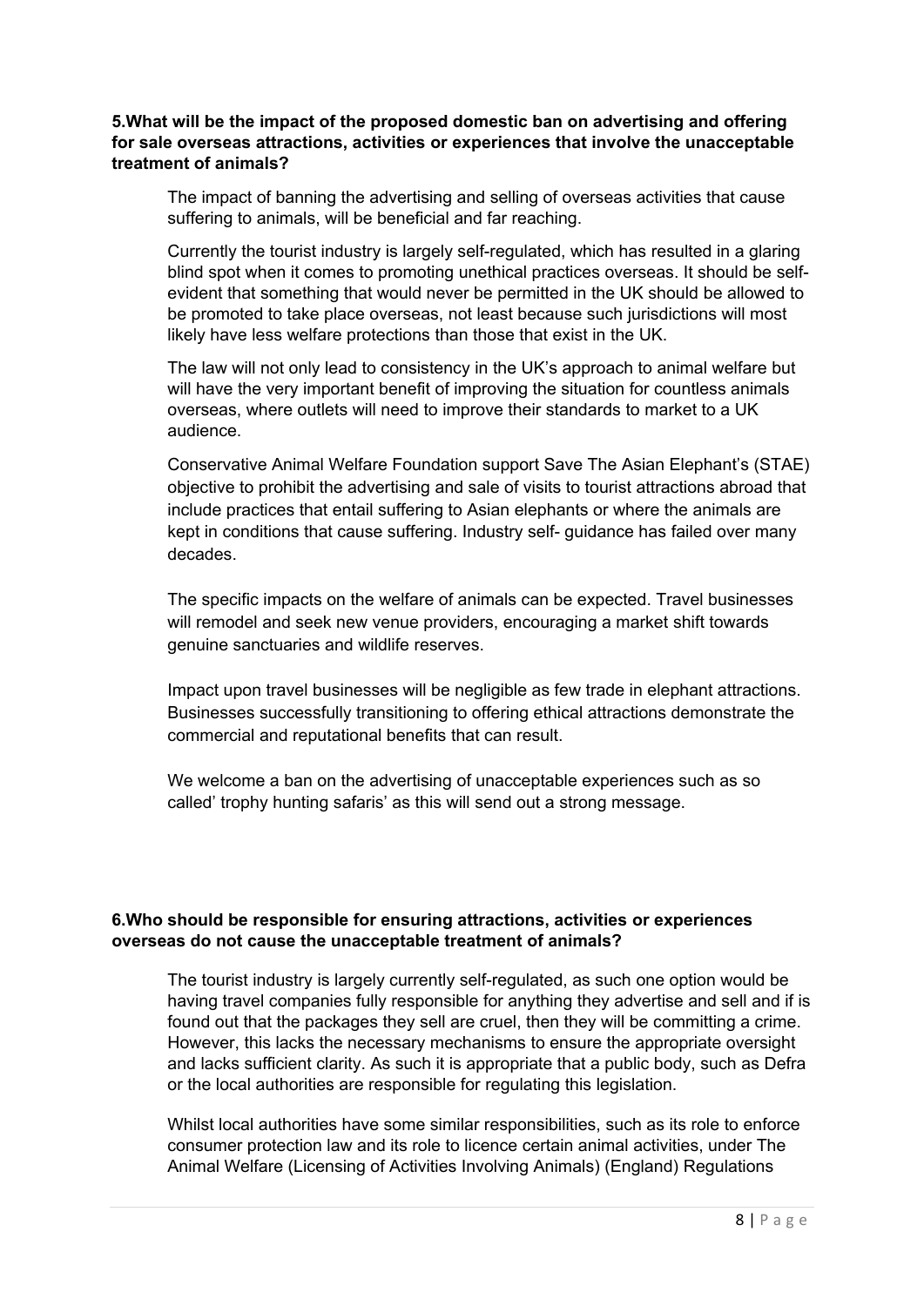**5.What will be the impact of the proposed domestic ban on advertising and offering for sale overseas attractions, activities or experiences that involve the unacceptable treatment of animals?**

The impact of banning the advertising and selling of overseas activities that cause suffering to animals, will be beneficial and far reaching.

Currently the tourist industry is largely self-regulated, which has resulted in a glaring blind spot when it comes to promoting unethical practices overseas. It should be self-evident that something that would never be permitted in the UK should be allowed to be promoted to take place overseas, not least because such jurisdictions will most likely have less welfare protections than those that exist in the UK.

The law will not only lead to consistency in the UK's approach to animal welfare but will have the very important benefit of improving the situation for countless animals overseas, where outlets will need to improve their standards to market to a UK audience.

Conservative Animal Welfare Foundation support Save The Asian Elephant's (STAE) objective to prohibit the advertising and sale of visits to tourist attractions abroad that include practices that entail suffering to Asian elephants or where the animals are kept in conditions that cause suffering. Industry self- guidance has failed over many decades.

The specific impacts on the welfare of animals can be expected. Travel businesses will remodel and seek new venue providers, encouraging a market shift towards genuine sanctuaries and wildlife reserves.

Impact upon travel businesses will be negligible as few trade in elephant attractions. Businesses successfully transitioning to offering ethical attractions demonstrate the commercial and reputational benefits that can result.

We welcome a ban on the advertising of unacceptable experiences such as so called' trophy hunting safaris' as this will send out a strong message.

**6.Who should be responsible for ensuring attractions, activities or experiences overseas do not cause the unacceptable treatment of animals?**

The tourist industry is largely currently self-regulated, as such one option would be having travel companies fully responsible for anything they advertise and sell and if is found out that the packages they sell are cruel, then they will be committing a crime. However, this lacks the necessary mechanisms to ensure the appropriate oversight and lacks sufficient clarity. As such it is appropriate that a public body, such as Defra or the local authorities are responsible for regulating this legislation.

Whilst local authorities have some similar responsibilities, such as its role to enforce consumer protection law and its role to licence certain animal activities, under The Animal Welfare (Licensing of Activities Involving Animals) (England) Regulations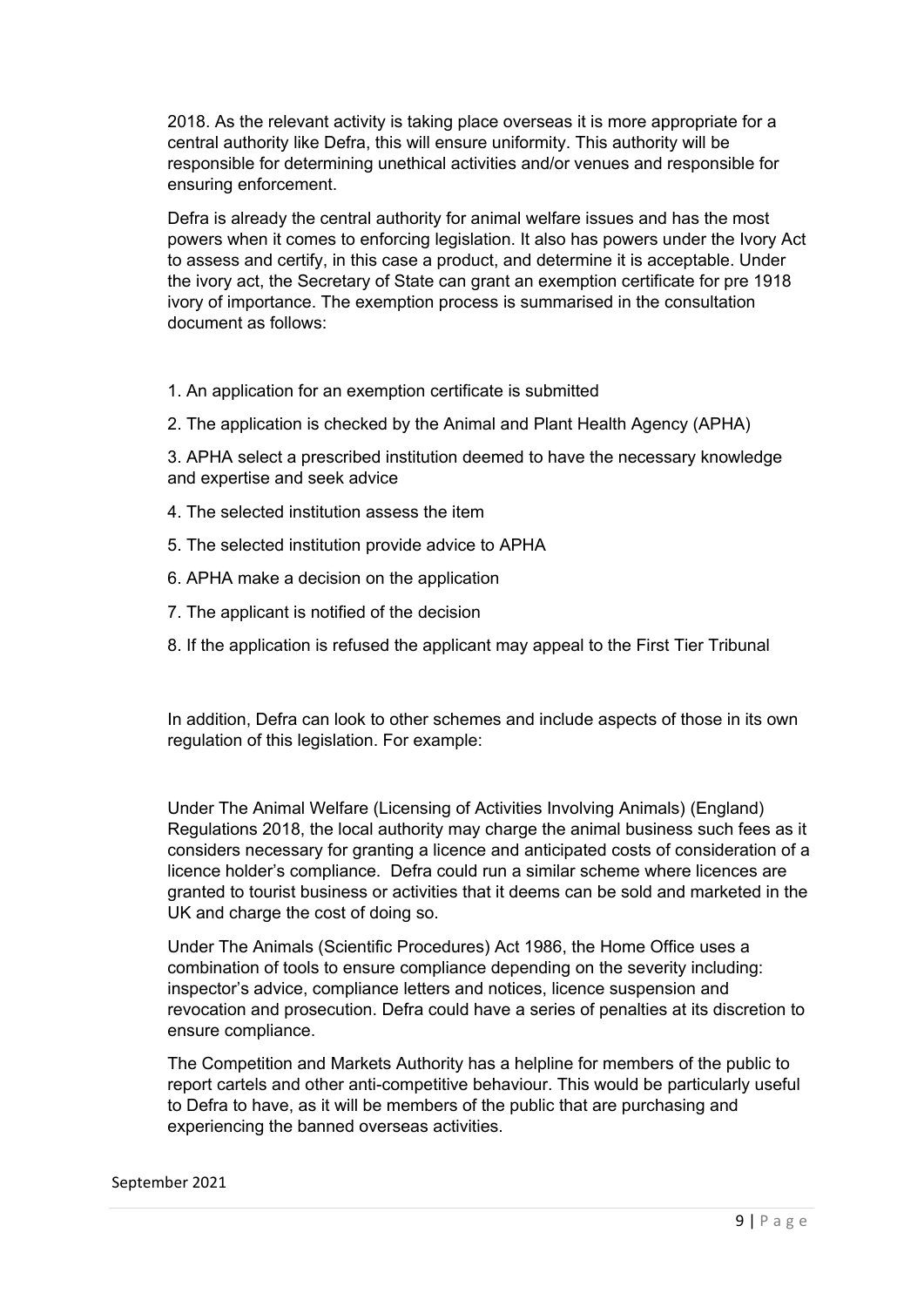2018. As the relevant activity is taking place overseas it is more appropriate for a central authority like Defra, this will ensure uniformity. This authority will be responsible for determining unethical activities and/or venues and responsible for ensuring enforcement.

Defra is already the central authority for animal welfare issues and has the most powers when it comes to enforcing legislation. It also has powers under the Ivory Act to assess and certify, in this case a product, and determine it is acceptable. Under the ivory act, the Secretary of State can grant an exemption certificate for pre 1918 ivory of importance. The exemption process is summarised in the consultation document as follows:

1. An application for an exemption certificate is submitted
2. The application is checked by the Animal and Plant Health Agency (APHA)
3. APHA select a prescribed institution deemed to have the necessary knowledge and expertise and seek advice
4. The selected institution assess the item
5. The selected institution provide advice to APHA
6. APHA make a decision on the application
7. The applicant is notified of the decision
8. If the application is refused the applicant may appeal to the First Tier Tribunal

In addition, Defra can look to other schemes and include aspects of those in its own regulation of this legislation. For example:

Under The Animal Welfare (Licensing of Activities Involving Animals) (England) Regulations 2018, the local authority may charge the animal business such fees as it considers necessary for granting a licence and anticipated costs of consideration of a licence holder's compliance. Defra could run a similar scheme where licences are granted to tourist business or activities that it deems can be sold and marketed in the UK and charge the cost of doing so.

Under The Animals (Scientific Procedures) Act 1986, the Home Office uses a combination of tools to ensure compliance depending on the severity including: inspector's advice, compliance letters and notices, licence suspension and revocation and prosecution. Defra could have a series of penalties at its discretion to ensure compliance.

The Competition and Markets Authority has a helpline for members of the public to report cartels and other anti-competitive behaviour. This would be particularly useful to Defra to have, as it will be members of the public that are purchasing and experiencing the banned overseas activities.